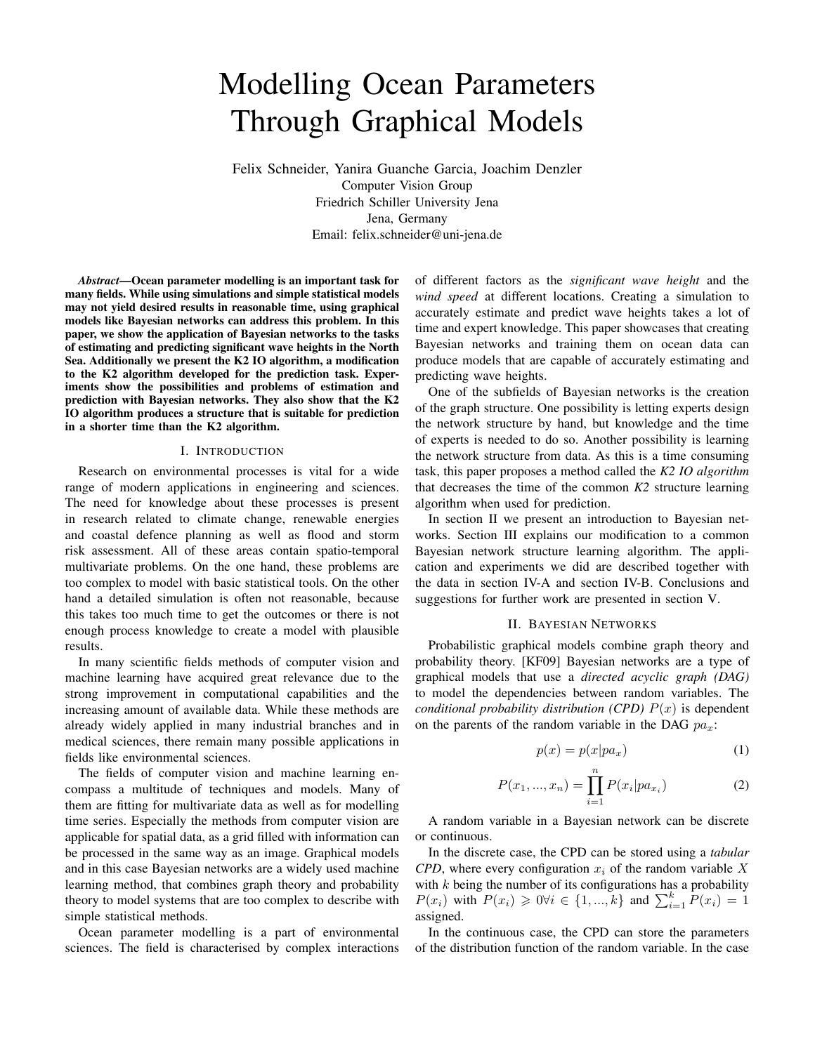# Modelling Ocean Parameters Through Graphical Models

Felix Schneider, Yanira Guanche Garcia, Joachim Denzler
Computer Vision Group
Friedrich Schiller University Jena
Jena, Germany
Email: felix.schneider@uni-jena.de

***Abstract*—Ocean parameter modelling is an important task for many fields. While using simulations and simple statistical models may not yield desired results in reasonable time, using graphical models like Bayesian networks can address this problem. In this paper, we show the application of Bayesian networks to the tasks of estimating and predicting significant wave heights in the North Sea. Additionally we present the K2 IO algorithm, a modification to the K2 algorithm developed for the prediction task. Experiments show the possibilities and problems of estimation and prediction with Bayesian networks. They also show that the K2 IO algorithm produces a structure that is suitable for prediction in a shorter time than the K2 algorithm.**

## I. Introduction

Research on environmental processes is vital for a wide range of modern applications in engineering and sciences. The need for knowledge about these processes is present in research related to climate change, renewable energies and coastal defence planning as well as flood and storm risk assessment. All of these areas contain spatio-temporal multivariate problems. On the one hand, these problems are too complex to model with basic statistical tools. On the other hand a detailed simulation is often not reasonable, because this takes too much time to get the outcomes or there is not enough process knowledge to create a model with plausible results.

In many scientific fields methods of computer vision and machine learning have acquired great relevance due to the strong improvement in computational capabilities and the increasing amount of available data. While these methods are already widely applied in many industrial branches and in medical sciences, there remain many possible applications in fields like environmental sciences.

The fields of computer vision and machine learning encompass a multitude of techniques and models. Many of them are fitting for multivariate data as well as for modelling time series. Especially the methods from computer vision are applicable for spatial data, as a grid filled with information can be processed in the same way as an image. Graphical models and in this case Bayesian networks are a widely used machine learning method, that combines graph theory and probability theory to model systems that are too complex to describe with simple statistical methods.

Ocean parameter modelling is a part of environmental sciences. The field is characterised by complex interactions of different factors as the *significant wave height* and the *wind speed* at different locations. Creating a simulation to accurately estimate and predict wave heights takes a lot of time and expert knowledge. This paper showcases that creating Bayesian networks and training them on ocean data can produce models that are capable of accurately estimating and predicting wave heights.

One of the subfields of Bayesian networks is the creation of the graph structure. One possibility is letting experts design the network structure by hand, but knowledge and the time of experts is needed to do so. Another possibility is learning the network structure from data. As this is a time consuming task, this paper proposes a method called the *K2 IO algorithm* that decreases the time of the common *K2* structure learning algorithm when used for prediction.

In section II we present an introduction to Bayesian networks. Section III explains our modification to a common Bayesian network structure learning algorithm. The application and experiments we did are described together with the data in section IV-A and section IV-B. Conclusions and suggestions for further work are presented in section V.

## II. Bayesian Networks

Probabilistic graphical models combine graph theory and probability theory. [KF09] Bayesian networks are a type of graphical models that use a *directed acyclic graph (DAG)* to model the dependencies between random variables. The *conditional probability distribution (CPD)* $P(x)$ is dependent on the parents of the random variable in the DAG $pa_x$:

$$p(x) = p(x|pa_x) \tag{1}$$

$$P(x_1, ..., x_n) = \prod_{i=1}^{n} P(x_i|pa_{x_i}) \tag{2}$$

A random variable in a Bayesian network can be discrete or continuous.

In the discrete case, the CPD can be stored using a *tabular CPD*, where every configuration $x_i$ of the random variable $X$ with $k$ being the number of its configurations has a probability $P(x_i)$ with $P(x_i) \geqslant 0 \forall i \in \{1, ..., k\}$ and $\sum_{i=1}^{k} P(x_i) = 1$ assigned.

In the continuous case, the CPD can store the parameters of the distribution function of the random variable. In the case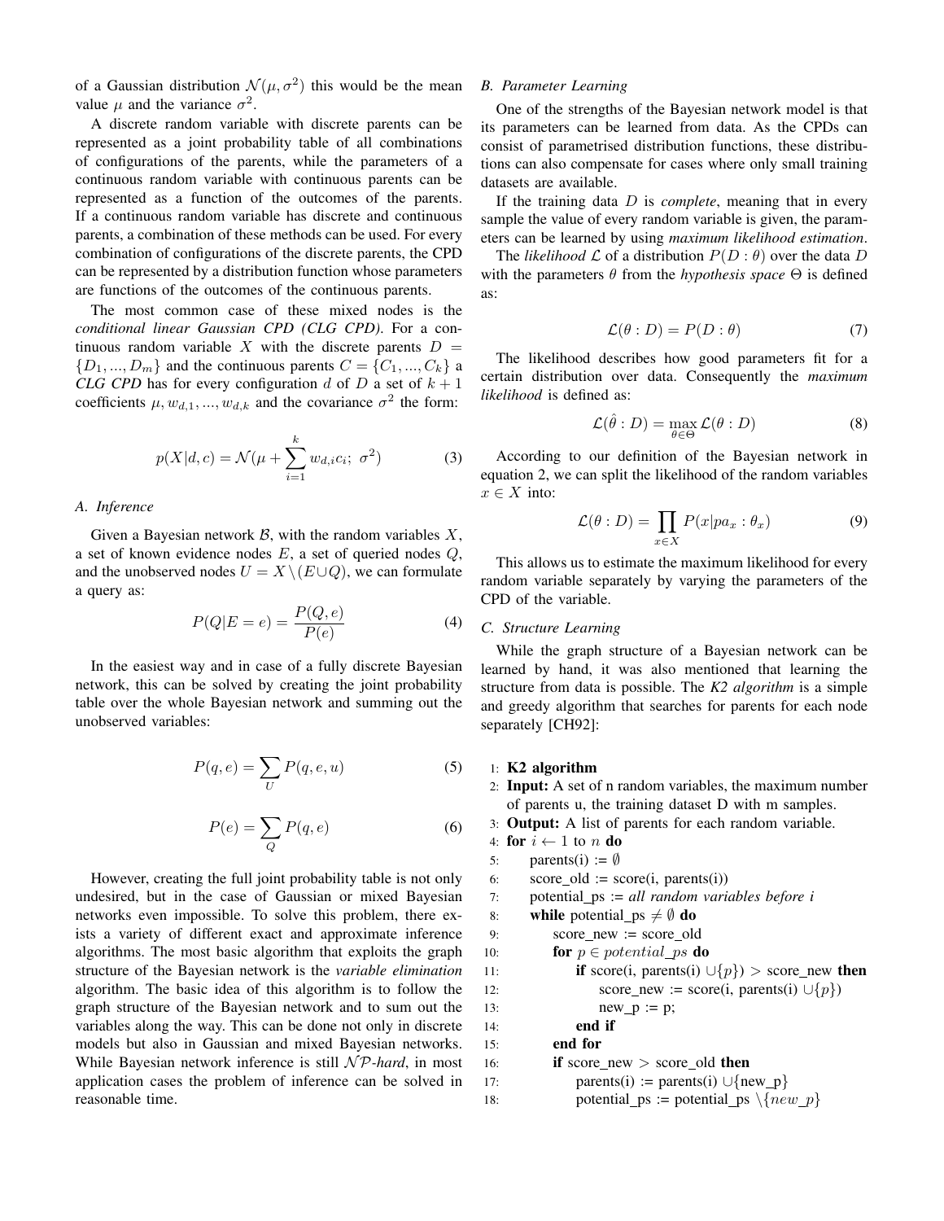of a Gaussian distribution $\mathcal{N}(\mu, \sigma^2)$ this would be the mean value $\mu$ and the variance $\sigma^2$.

A discrete random variable with discrete parents can be represented as a joint probability table of all combinations of configurations of the parents, while the parameters of a continuous random variable with continuous parents can be represented as a function of the outcomes of the parents. If a continuous random variable has discrete and continuous parents, a combination of these methods can be used. For every combination of configurations of the discrete parents, the CPD can be represented by a distribution function whose parameters are functions of the outcomes of the continuous parents.

The most common case of these mixed nodes is the *conditional linear Gaussian CPD (CLG CPD)*. For a continuous random variable $X$ with the discrete parents $D = \{D_1, ..., D_m\}$ and the continuous parents $C = \{C_1, ..., C_k\}$ a *CLG CPD* has for every configuration $d$ of $D$ a set of $k+1$ coefficients $\mu, w_{d,1}, ..., w_{d,k}$ and the covariance $\sigma^2$ the form:

$$p(X|d,c) = \mathcal{N}(\mu + \sum_{i=1}^{k} w_{d,i} c_i;\ \sigma^2) \tag{3}$$

### A. Inference

Given a Bayesian network $\mathcal{B}$, with the random variables $X$, a set of known evidence nodes $E$, a set of queried nodes $Q$, and the unobserved nodes $U = X \setminus (E \cup Q)$, we can formulate a query as:

$$P(Q|E=e) = \frac{P(Q,e)}{P(e)} \tag{4}$$

In the easiest way and in case of a fully discrete Bayesian network, this can be solved by creating the joint probability table over the whole Bayesian network and summing out the unobserved variables:

$$P(q,e) = \sum_{U} P(q,e,u) \tag{5}$$

$$P(e) = \sum_{Q} P(q,e) \tag{6}$$

However, creating the full joint probability table is not only undesired, but in the case of Gaussian or mixed Bayesian networks even impossible. To solve this problem, there exists a variety of different exact and approximate inference algorithms. The most basic algorithm that exploits the graph structure of the Bayesian network is the *variable elimination* algorithm. The basic idea of this algorithm is to follow the graph structure of the Bayesian network and to sum out the variables along the way. This can be done not only in discrete models but also in Gaussian and mixed Bayesian networks. While Bayesian network inference is still $\mathcal{NP}$*-hard*, in most application cases the problem of inference can be solved in reasonable time.

### B. Parameter Learning

One of the strengths of the Bayesian network model is that its parameters can be learned from data. As the CPDs can consist of parametrised distribution functions, these distributions can also compensate for cases where only small training datasets are available.

If the training data $D$ is *complete*, meaning that in every sample the value of every random variable is given, the parameters can be learned by using *maximum likelihood estimation*.

The *likelihood* $\mathcal{L}$ of a distribution $P(D:\theta)$ over the data $D$ with the parameters $\theta$ from the *hypothesis space* $\Theta$ is defined as:

$$\mathcal{L}(\theta : D) = P(D : \theta) \tag{7}$$

The likelihood describes how good parameters fit for a certain distribution over data. Consequently the *maximum likelihood* is defined as:

$$\mathcal{L}(\hat{\theta} : D) = \max_{\theta \in \Theta} \mathcal{L}(\theta : D) \tag{8}$$

According to our definition of the Bayesian network in equation 2, we can split the likelihood of the random variables $x \in X$ into:

$$\mathcal{L}(\theta : D) = \prod_{x \in X} P(x|pa_x : \theta_x) \tag{9}$$

This allows us to estimate the maximum likelihood for every random variable separately by varying the parameters of the CPD of the variable.

### C. Structure Learning

While the graph structure of a Bayesian network can be learned by hand, it was also mentioned that learning the structure from data is possible. The *K2 algorithm* is a simple and greedy algorithm that searches for parents for each node separately [CH92]:

```
1:  K2 algorithm
2:  Input: A set of n random variables, the maximum number
    of parents u, the training dataset D with m samples.
3:  Output: A list of parents for each random variable.
4:  for i ← 1 to n do
5:      parents(i) := ∅
6:      score_old := score(i, parents(i))
7:      potential_ps := all random variables before i
8:      while potential_ps ≠ ∅ do
9:          score_new := score_old
10:         for p ∈ potential_ps do
11:             if score(i, parents(i) ∪{p}) > score_new then
12:                 score_new := score(i, parents(i) ∪{p})
13:                 new_p := p;
14:             end if
15:         end for
16:         if score_new > score_old then
17:             parents(i) := parents(i) ∪{new_p}
18:             potential_ps := potential_ps \{new_p}
```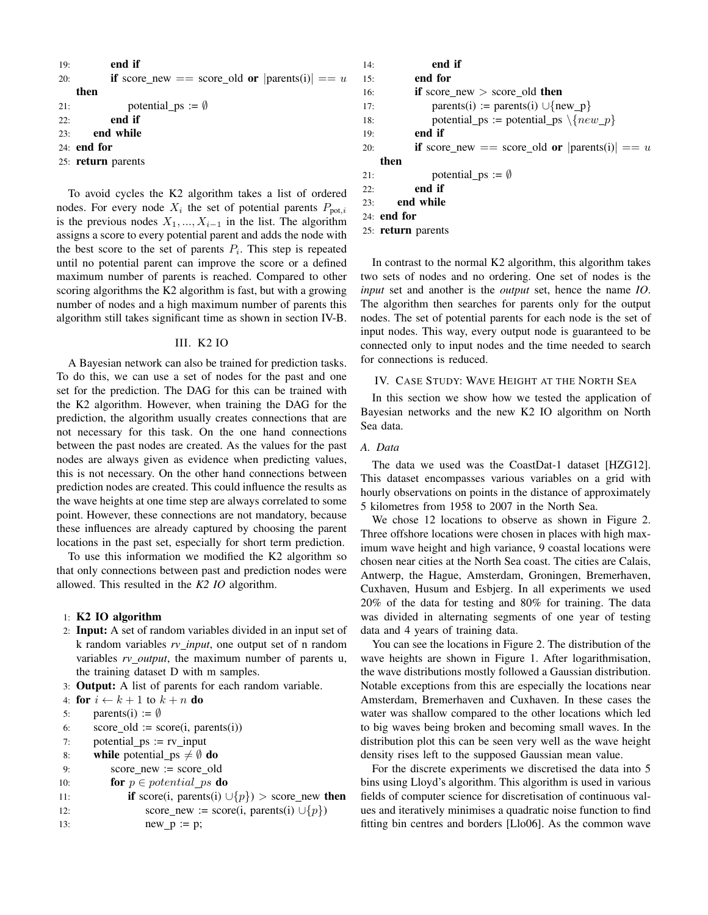```
19:         end if
20:         if score_new == score_old or |parents(i)| == u then
21:             potential_ps := ∅
22:         end if
23:     end while
24: end for
25: return parents
```

To avoid cycles the K2 algorithm takes a list of ordered nodes. For every node $X_i$ the set of potential parents $P_{\text{pot},i}$ is the previous nodes $X_1, ..., X_{i-1}$ in the list. The algorithm assigns a score to every potential parent and adds the node with the best score to the set of parents $P_i$. This step is repeated until no potential parent can improve the score or a defined maximum number of parents is reached. Compared to other scoring algorithms the K2 algorithm is fast, but with a growing number of nodes and a high maximum number of parents this algorithm still takes significant time as shown in section IV-B.

## III. K2 IO

A Bayesian network can also be trained for prediction tasks. To do this, we can use a set of nodes for the past and one set for the prediction. The DAG for this can be trained with the K2 algorithm. However, when training the DAG for the prediction, the algorithm usually creates connections that are not necessary for this task. On the one hand connections between the past nodes are created. As the values for the past nodes are always given as evidence when predicting values, this is not necessary. On the other hand connections between prediction nodes are created. This could influence the results as the wave heights at one time step are always correlated to some point. However, these connections are not mandatory, because these influences are already captured by choosing the parent locations in the past set, especially for short term prediction.

To use this information we modified the K2 algorithm so that only connections between past and prediction nodes were allowed. This resulted in the *K2 IO* algorithm.

```
1:  K2 IO algorithm
2:  Input: A set of random variables divided in an input set of
    k random variables rv_input, one output set of n random
    variables rv_output, the maximum number of parents u,
    the training dataset D with m samples.
3:  Output: A list of parents for each random variable.
4:  for i ← k + 1 to k + n do
5:      parents(i) := ∅
6:      score_old := score(i, parents(i))
7:      potential_ps := rv_input
8:      while potential_ps ≠ ∅ do
9:          score_new := score_old
10:         for p ∈ potential_ps do
11:             if score(i, parents(i) ∪{p}) > score_new then
12:                 score_new := score(i, parents(i) ∪{p})
13:                 new_p := p;
14:             end if
15:         end for
16:         if score_new > score_old then
17:             parents(i) := parents(i) ∪{new_p}
18:             potential_ps := potential_ps \{new_p}
19:         end if
20:         if score_new == score_old or |parents(i)| == u then
21:             potential_ps := ∅
22:         end if
23:     end while
24: end for
25: return parents
```

In contrast to the normal K2 algorithm, this algorithm takes two sets of nodes and no ordering. One set of nodes is the *input* set and another is the *output* set, hence the name *IO*. The algorithm then searches for parents only for the output nodes. The set of potential parents for each node is the set of input nodes. This way, every output node is guaranteed to be connected only to input nodes and the time needed to search for connections is reduced.

## IV. Case Study: Wave Height at the North Sea

In this section we show how we tested the application of Bayesian networks and the new K2 IO algorithm on North Sea data.

### A. Data

The data we used was the CoastDat-1 dataset [HZG12]. This dataset encompasses various variables on a grid with hourly observations on points in the distance of approximately 5 kilometres from 1958 to 2007 in the North Sea.

We chose 12 locations to observe as shown in Figure 2. Three offshore locations were chosen in places with high maximum wave height and high variance, 9 coastal locations were chosen near cities at the North Sea coast. The cities are Calais, Antwerp, the Hague, Amsterdam, Groningen, Bremerhaven, Cuxhaven, Husum and Esbjerg. In all experiments we used 20% of the data for testing and 80% for training. The data was divided in alternating segments of one year of testing data and 4 years of training data.

You can see the locations in Figure 2. The distribution of the wave heights are shown in Figure 1. After logarithmisation, the wave distributions mostly followed a Gaussian distribution. Notable exceptions from this are especially the locations near Amsterdam, Bremerhaven and Cuxhaven. In these cases the water was shallow compared to the other locations which led to big waves being broken and becoming small waves. In the distribution plot this can be seen very well as the wave height density rises left to the supposed Gaussian mean value.

For the discrete experiments we discretised the data into 5 bins using Lloyd's algorithm. This algorithm is used in various fields of computer science for discretisation of continuous values and iteratively minimises a quadratic noise function to find fitting bin centres and borders [Llo06]. As the common wave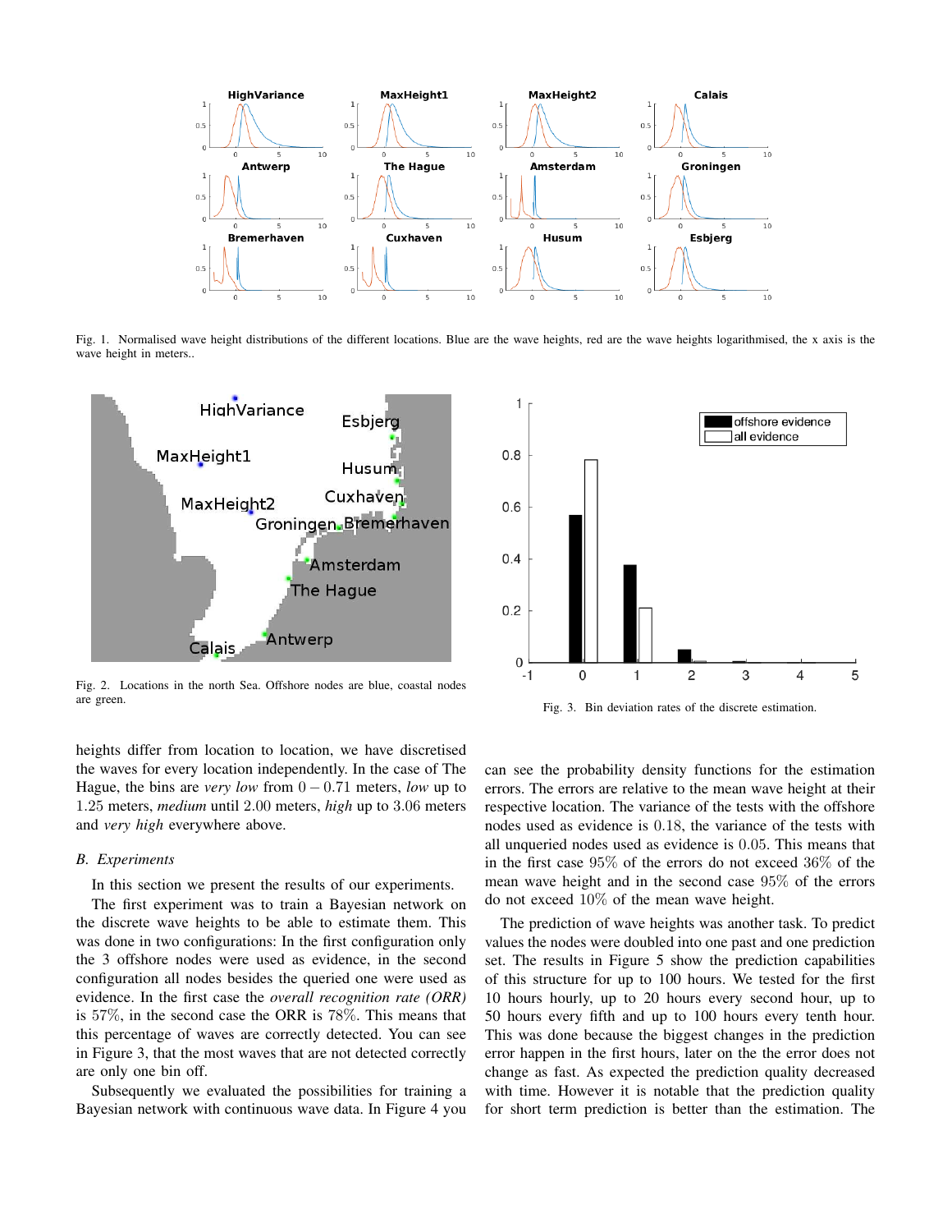Fig. 1. Normalised wave height distributions of the different locations. Blue are the wave heights, red are the wave heights logarithmised, the x axis is the wave height in meters..

Fig. 2. Locations in the north Sea. Offshore nodes are blue, coastal nodes are green.

Fig. 3. Bin deviation rates of the discrete estimation.

heights differ from location to location, we have discretised the waves for every location independently. In the case of The Hague, the bins are *very low* from $0 - 0.71$ meters, *low* up to $1.25$ meters, *medium* until $2.00$ meters, *high* up to $3.06$ meters and *very high* everywhere above.

### B. Experiments

In this section we present the results of our experiments.

The first experiment was to train a Bayesian network on the discrete wave heights to be able to estimate them. This was done in two configurations: In the first configuration only the 3 offshore nodes were used as evidence, in the second configuration all nodes besides the queried one were used as evidence. In the first case the *overall recognition rate (ORR)* is $57\%$, in the second case the ORR is $78\%$. This means that this percentage of waves are correctly detected. You can see in Figure 3, that the most waves that are not detected correctly are only one bin off.

Subsequently we evaluated the possibilities for training a Bayesian network with continuous wave data. In Figure 4 you can see the probability density functions for the estimation errors. The errors are relative to the mean wave height at their respective location. The variance of the tests with the offshore nodes used as evidence is $0.18$, the variance of the tests with all unqueried nodes used as evidence is $0.05$. This means that in the first case $95\%$ of the errors do not exceed $36\%$ of the mean wave height and in the second case $95\%$ of the errors do not exceed $10\%$ of the mean wave height.

The prediction of wave heights was another task. To predict values the nodes were doubled into one past and one prediction set. The results in Figure 5 show the prediction capabilities of this structure for up to 100 hours. We tested for the first 10 hours hourly, up to 20 hours every second hour, up to 50 hours every fifth and up to 100 hours every tenth hour. This was done because the biggest changes in the prediction error happen in the first hours, later on the the error does not change as fast. As expected the prediction quality decreased with time. However it is notable that the prediction quality for short term prediction is better than the estimation. The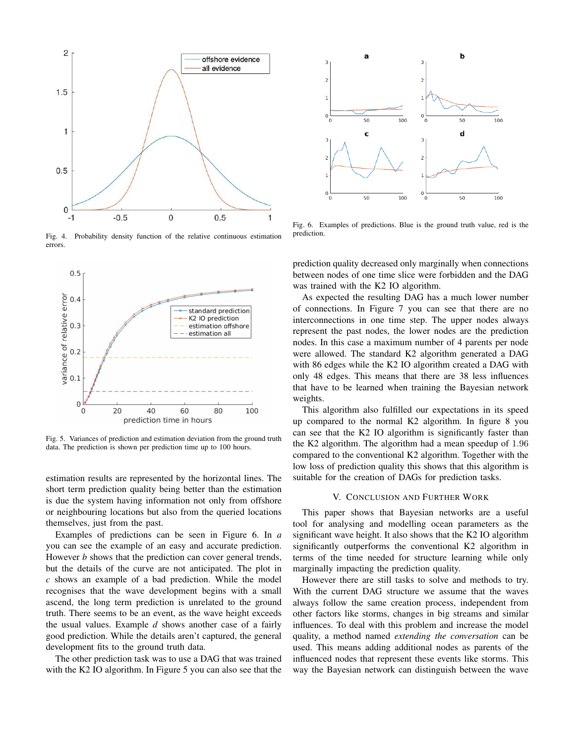Fig. 4. Probability density function of the relative continuous estimation errors.

Fig. 5. Variances of prediction and estimation deviation from the ground truth data. The prediction is shown per prediction time up to 100 hours.

estimation results are represented by the horizontal lines. The short term prediction quality being better than the estimation is due the system having information not only from offshore or neighbouring locations but also from the queried locations themselves, just from the past.

Examples of predictions can be seen in Figure 6. In *a* you can see the example of an easy and accurate prediction. However *b* shows that the prediction can cover general trends, but the details of the curve are not anticipated. The plot in *c* shows an example of a bad prediction. While the model recognises that the wave development begins with a small ascend, the long term prediction is unrelated to the ground truth. There seems to be an event, as the wave height exceeds the usual values. Example *d* shows another case of a fairly good prediction. While the details aren't captured, the general development fits to the ground truth data.

The other prediction task was to use a DAG that was trained with the K2 IO algorithm. In Figure 5 you can also see that the

Fig. 6. Examples of predictions. Blue is the ground truth value, red is the prediction.

prediction quality decreased only marginally when connections between nodes of one time slice were forbidden and the DAG was trained with the K2 IO algorithm.

As expected the resulting DAG has a much lower number of connections. In Figure 7 you can see that there are no interconnections in one time step. The upper nodes always represent the past nodes, the lower nodes are the prediction nodes. In this case a maximum number of 4 parents per node were allowed. The standard K2 algorithm generated a DAG with 86 edges while the K2 IO algorithm created a DAG with only 48 edges. This means that there are 38 less influences that have to be learned when training the Bayesian network weights.

This algorithm also fulfilled our expectations in its speed up compared to the normal K2 algorithm. In figure 8 you can see that the K2 IO algorithm is significantly faster than the K2 algorithm. The algorithm had a mean speedup of 1.96 compared to the conventional K2 algorithm. Together with the low loss of prediction quality this shows that this algorithm is suitable for the creation of DAGs for prediction tasks.

## V. Conclusion and Further Work

This paper shows that Bayesian networks are a useful tool for analysing and modelling ocean parameters as the significant wave height. It also shows that the K2 IO algorithm significantly outperforms the conventional K2 algorithm in terms of the time needed for structure learning while only marginally impacting the prediction quality.

However there are still tasks to solve and methods to try. With the current DAG structure we assume that the waves always follow the same creation process, independent from other factors like storms, changes in big streams and similar influences. To deal with this problem and increase the model quality, a method named *extending the conversation* can be used. This means adding additional nodes as parents of the influenced nodes that represent these events like storms. This way the Bayesian network can distinguish between the wave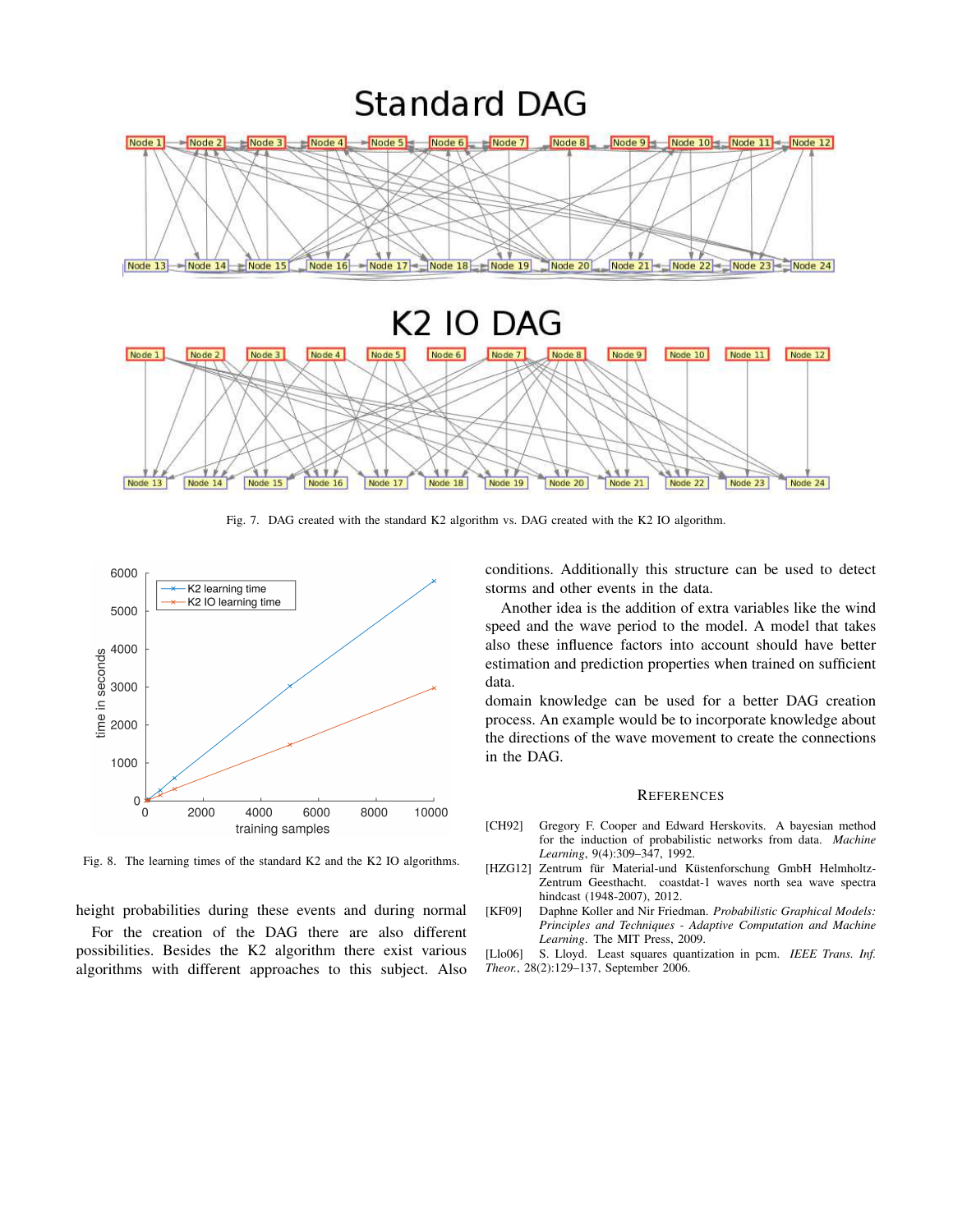Standard DAG

Node 1 Node 2 Node 3 Node 4 Node 5 Node 6 Node 7 Node 8 Node 9 Node 10 Node 11 Node 12

Node 13 Node 14 Node 15 Node 16 Node 17 Node 18 Node 19 Node 20 Node 21 Node 22 Node 23 Node 24

K2 IO DAG

Node 1 Node 2 Node 3 Node 4 Node 5 Node 6 Node 7 Node 8 Node 9 Node 10 Node 11 Node 12

Node 13 Node 14 Node 15 Node 16 Node 17 Node 18 Node 19 Node 20 Node 21 Node 22 Node 23 Node 24

Fig. 7. DAG created with the standard K2 algorithm vs. DAG created with the K2 IO algorithm.

K2 learning time
K2 IO learning time

time in seconds

0 1000 2000 3000 4000 5000 6000

training samples

0 2000 4000 6000 8000 10000

Fig. 8. The learning times of the standard K2 and the K2 IO algorithms.

height probabilities during these events and during normal conditions. Additionally this structure can be used to detect storms and other events in the data.

Another idea is the addition of extra variables like the wind speed and the wave period to the model. A model that takes also these influence factors into account should have better estimation and prediction properties when trained on sufficient data.

For the creation of the DAG there are also different possibilities. Besides the K2 algorithm there exist various algorithms with different approaches to this subject. Also domain knowledge can be used for a better DAG creation process. An example would be to incorporate knowledge about the directions of the wave movement to create the connections in the DAG.

## References

[CH92] Gregory F. Cooper and Edward Herskovits. A bayesian method for the induction of probabilistic networks from data. *Machine Learning*, 9(4):309–347, 1992.

[HZG12] Zentrum für Material-und Küstenforschung GmbH Helmholtz-Zentrum Geesthacht. coastdat-1 waves north sea wave spectra hindcast (1948-2007), 2012.

[KF09] Daphne Koller and Nir Friedman. *Probabilistic Graphical Models: Principles and Techniques - Adaptive Computation and Machine Learning*. The MIT Press, 2009.

[Llo06] S. Lloyd. Least squares quantization in pcm. *IEEE Trans. Inf. Theor.*, 28(2):129–137, September 2006.